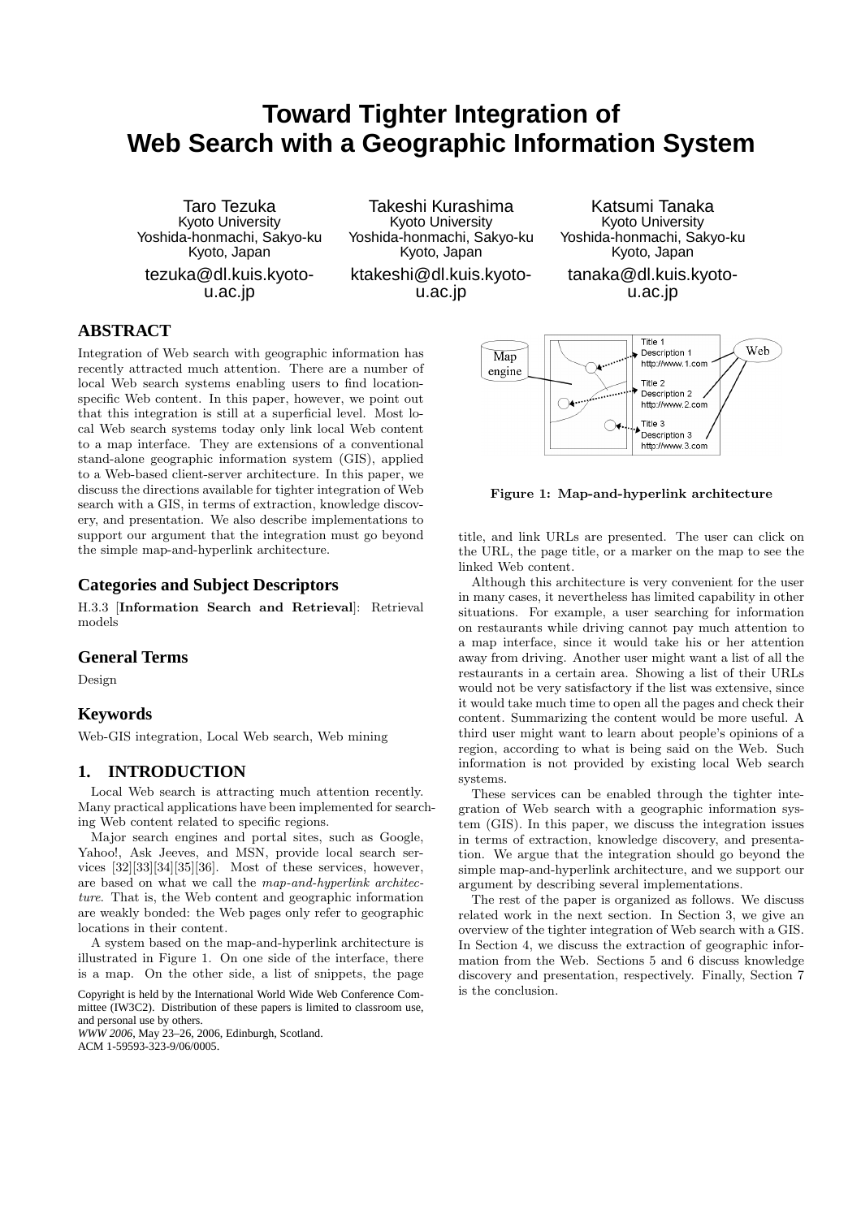# Toward Tighter Integration of Web Search with a Geographic Information System

Taro Tezuka
Kyoto University
Yoshida-honmachi, Sakyo-ku
Kyoto, Japan
tezuka@dl.kuis.kyoto-u.ac.jp

Takeshi Kurashima
Kyoto University
Yoshida-honmachi, Sakyo-ku
Kyoto, Japan
ktakeshi@dl.kuis.kyoto-u.ac.jp

Katsumi Tanaka
Kyoto University
Yoshida-honmachi, Sakyo-ku
Kyoto, Japan
tanaka@dl.kuis.kyoto-u.ac.jp

## ABSTRACT

Integration of Web search with geographic information has recently attracted much attention. There are a number of local Web search systems enabling users to find location-specific Web content. In this paper, however, we point out that this integration is still at a superficial level. Most local Web search systems today only link local Web content to a map interface. They are extensions of a conventional stand-alone geographic information system (GIS), applied to a Web-based client-server architecture. In this paper, we discuss the directions available for tighter integration of Web search with a GIS, in terms of extraction, knowledge discovery, and presentation. We also describe implementations to support our argument that the integration must go beyond the simple map-and-hyperlink architecture.

## Categories and Subject Descriptors

H.3.3 [**Information Search and Retrieval**]: Retrieval models

## General Terms

Design

## Keywords

Web-GIS integration, Local Web search, Web mining

## 1. INTRODUCTION

Local Web search is attracting much attention recently. Many practical applications have been implemented for searching Web content related to specific regions.

Major search engines and portal sites, such as Google, Yahoo!, Ask Jeeves, and MSN, provide local search services [32][33][34][35][36]. Most of these services, however, are based on what we call the *map-and-hyperlink architecture*. That is, the Web content and geographic information are weakly bonded: the Web pages only refer to geographic locations in their content.

A system based on the map-and-hyperlink architecture is illustrated in Figure 1. On one side of the interface, there is a map. On the other side, a list of snippets, the page title, and link URLs are presented. The user can click on the URL, the page title, or a marker on the map to see the linked Web content.

Map engine

Title 1
Description 1
http://www.1.com

Title 2
Description 2
http://www.2.com

Title 3
Description 3
http://www.3.com

Web

**Figure 1: Map-and-hyperlink architecture**

Although this architecture is very convenient for the user in many cases, it nevertheless has limited capability in other situations. For example, a user searching for information on restaurants while driving cannot pay much attention to a map interface, since it would take his or her attention away from driving. Another user might want a list of all the restaurants in a certain area. Showing a list of their URLs would not be very satisfactory if the list was extensive, since it would take much time to open all the pages and check their content. Summarizing the content would be more useful. A third user might want to learn about people's opinions of a region, according to what is being said on the Web. Such information is not provided by existing local Web search systems.

These services can be enabled through the tighter integration of Web search with a geographic information system (GIS). In this paper, we discuss the integration issues in terms of extraction, knowledge discovery, and presentation. We argue that the integration should go beyond the simple map-and-hyperlink architecture, and we support our argument by describing several implementations.

The rest of the paper is organized as follows. We discuss related work in the next section. In Section 3, we give an overview of the tighter integration of Web search with a GIS. In Section 4, we discuss the extraction of geographic information from the Web. Sections 5 and 6 discuss knowledge discovery and presentation, respectively. Finally, Section 7 is the conclusion.

Copyright is held by the International World Wide Web Conference Committee (IW3C2). Distribution of these papers is limited to classroom use, and personal use by others.
*WWW 2006*, May 23–26, 2006, Edinburgh, Scotland.
ACM 1-59593-323-9/06/0005.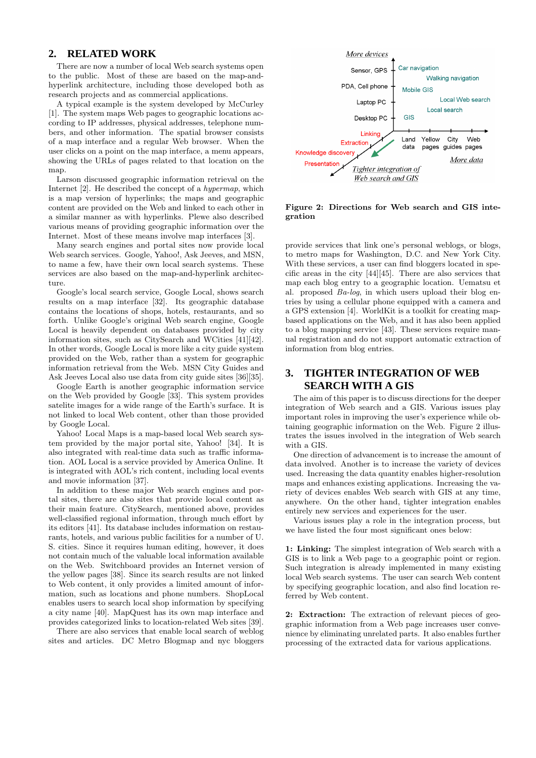## 2. RELATED WORK

There are now a number of local Web search systems open to the public. Most of these are based on the map-and-hyperlink architecture, including those developed both as research projects and as commercial applications.

A typical example is the system developed by McCurley [1]. The system maps Web pages to geographic locations according to IP addresses, physical addresses, telephone numbers, and other information. The spatial browser consists of a map interface and a regular Web browser. When the user clicks on a point on the map interface, a menu appears, showing the URLs of pages related to that location on the map.

Larson discussed geographic information retrieval on the Internet [2]. He described the concept of a *hypermap*, which is a map version of hyperlinks; the maps and geographic content are provided on the Web and linked to each other in a similar manner as with hyperlinks. Plewe also described various means of providing geographic information over the Internet. Most of these means involve map interfaces [3].

Many search engines and portal sites now provide local Web search services. Google, Yahoo!, Ask Jeeves, and MSN, to name a few, have their own local search systems. These services are also based on the map-and-hyperlink architecture.

Google's local search service, Google Local, shows search results on a map interface [32]. Its geographic database contains the locations of shops, hotels, restaurants, and so forth. Unlike Google's original Web search engine, Google Local is heavily dependent on databases provided by city information sites, such as CitySearch and WCities [41][42]. In other words, Google Local is more like a city guide system provided on the Web, rather than a system for geographic information retrieval from the Web. MSN City Guides and Ask Jeeves Local also use data from city guide sites [36][35].

Google Earth is another geographic information service on the Web provided by Google [33]. This system provides satelite images for a wide range of the Earth's surface. It is not linked to local Web content, other than those provided by Google Local.

Yahoo! Local Maps is a map-based local Web search system provided by the major portal site, Yahoo! [34]. It is also integrated with real-time data such as traffic information. AOL Local is a service provided by America Online. It is integrated with AOL's rich content, including local events and movie information [37].

In addition to these major Web search engines and portal sites, there are also sites that provide local content as their main feature. CitySearch, mentioned above, provides well-classified regional information, through much effort by its editors [41]. Its database includes information on restaurants, hotels, and various public facilities for a number of U. S. cities. Since it requires human editing, however, it does not contain much of the valuable local information available on the Web. Switchboard provides an Internet version of the yellow pages [38]. Since its search results are not linked to Web content, it only provides a limited amount of information, such as locations and phone numbers. ShopLocal enables users to search local shop information by specifying a city name [40]. MapQuest has its own map interface and provides categorized links to location-related Web sites [39].

There are also services that enable local search of weblog sites and articles. DC Metro Blogmap and nyc bloggers provide services that link one's personal weblogs, or blogs, to metro maps for Washington, D.C. and New York City. With these services, a user can find bloggers located in specific areas in the city [44][45]. There are also services that map each blog entry to a geographic location. Uematsu et al. proposed *Ba-log*, in which users upload their blog entries by using a cellular phone equipped with a camera and a GPS extension [4]. WorldKit is a toolkit for creating map-based applications on the Web, and it has also been applied to a blog mapping service [43]. These services require manual registration and do not support automatic extraction of information from blog entries.

**Figure 2: Directions for Web search and GIS integration**

## 3. TIGHTER INTEGRATION OF WEB SEARCH WITH A GIS

The aim of this paper is to discuss directions for the deeper integration of Web search and a GIS. Various issues play important roles in improving the user's experience while obtaining geographic information on the Web. Figure 2 illustrates the issues involved in the integration of Web search with a GIS.

One direction of advancement is to increase the amount of data involved. Another is to increase the variety of devices used. Increasing the data quantity enables higher-resolution maps and enhances existing applications. Increasing the variety of devices enables Web search with GIS at any time, anywhere. On the other hand, tighter integration enables entirely new services and experiences for the user.

Various issues play a role in the integration process, but we have listed the four most significant ones below:

**1: Linking:** The simplest integration of Web search with a GIS is to link a Web page to a geographic point or region. Such integration is already implemented in many existing local Web search systems. The user can search Web content by specifying geographic location, and also find location referred by Web content.

**2: Extraction:** The extraction of relevant pieces of geographic information from a Web page increases user convenience by eliminating unrelated parts. It also enables further processing of the extracted data for various applications.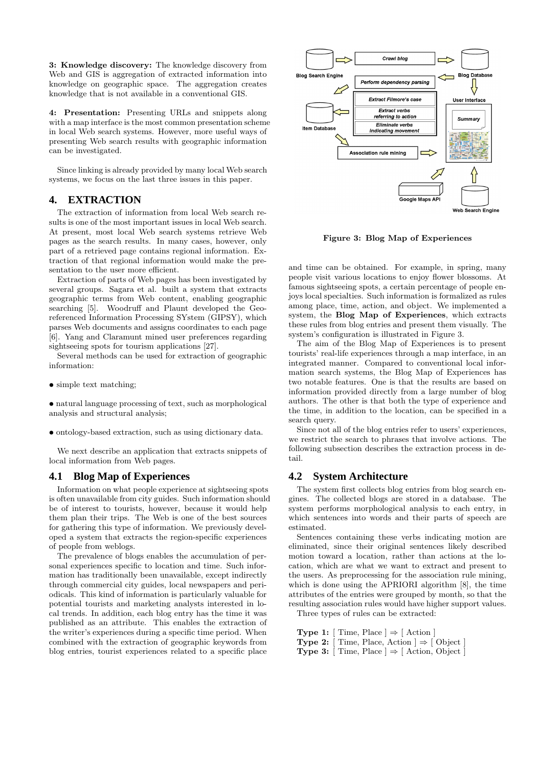**3: Knowledge discovery:** The knowledge discovery from Web and GIS is aggregation of extracted information into knowledge on geographic space. The aggregation creates knowledge that is not available in a conventional GIS.

**4: Presentation:** Presenting URLs and snippets along with a map interface is the most common presentation scheme in local Web search systems. However, more useful ways of presenting Web search results with geographic information can be investigated.

Since linking is already provided by many local Web search systems, we focus on the last three issues in this paper.

# 4. EXTRACTION

The extraction of information from local Web search results is one of the most important issues in local Web search. At present, most local Web search systems retrieve Web pages as the search results. In many cases, however, only part of a retrieved page contains regional information. Extraction of that regional information would make the presentation to the user more efficient.

Extraction of parts of Web pages has been investigated by several groups. Sagara et al. built a system that extracts geographic terms from Web content, enabling geographic searching [5]. Woodruff and Plaunt developed the Georeferenced Information Processing SYstem (GIPSY), which parses Web documents and assigns coordinates to each page [6]. Yang and Claramunt mined user preferences regarding sightseeing spots for tourism applications [27].

Several methods can be used for extraction of geographic information:

- simple text matching;
- natural language processing of text, such as morphological analysis and structural analysis;
- ontology-based extraction, such as using dictionary data.

We next describe an application that extracts snippets of local information from Web pages.

## 4.1 Blog Map of Experiences

Information on what people experience at sightseeing spots is often unavailable from city guides. Such information should be of interest to tourists, however, because it would help them plan their trips. The Web is one of the best sources for gathering this type of information. We previously developed a system that extracts the region-specific experiences of people from weblogs.

The prevalence of blogs enables the accumulation of personal experiences specific to location and time. Such information has traditionally been unavailable, except indirectly through commercial city guides, local newspapers and periodicals. This kind of information is particularly valuable for potential tourists and marketing analysts interested in local trends. In addition, each blog entry has the time it was published as an attribute. This enables the extraction of the writer's experiences during a specific time period. When combined with the extraction of geographic keywords from blog entries, tourist experiences related to a specific place and time can be obtained. For example, in spring, many people visit various locations to enjoy flower blossoms. At famous sightseeing spots, a certain percentage of people enjoys local specialties. Such information is formalized as rules among place, time, action, and object. We implemented a system, the **Blog Map of Experiences**, which extracts these rules from blog entries and present them visually. The system's configuration is illustrated in Figure 3.

**Figure 3: Blog Map of Experiences**

The aim of the Blog Map of Experiences is to present tourists' real-life experiences through a map interface, in an integrated manner. Compared to conventional local information search systems, the Blog Map of Experiences has two notable features. One is that the results are based on information provided directly from a large number of blog authors. The other is that both the type of experience and the time, in addition to the location, can be specified in a search query.

Since not all of the blog entries refer to users' experiences, we restrict the search to phrases that involve actions. The following subsection describes the extraction process in detail.

## 4.2 System Architecture

The system first collects blog entries from blog search engines. The collected blogs are stored in a database. The system performs morphological analysis to each entry, in which sentences into words and their parts of speech are estimated.

Sentences containing these verbs indicating motion are eliminated, since their original sentences likely described motion toward a location, rather than actions at the location, which are what we want to extract and present to the users. As preprocessing for the association rule mining, which is done using the APRIORI algorithm [8], the time attributes of the entries were grouped by month, so that the resulting association rules would have higher support values.

Three types of rules can be extracted:

**Type 1:** [ Time, Place ] $\Rightarrow$ [ Action ]
**Type 2:** [ Time, Place, Action ] $\Rightarrow$ [ Object ]
**Type 3:** [ Time, Place ] $\Rightarrow$ [ Action, Object ]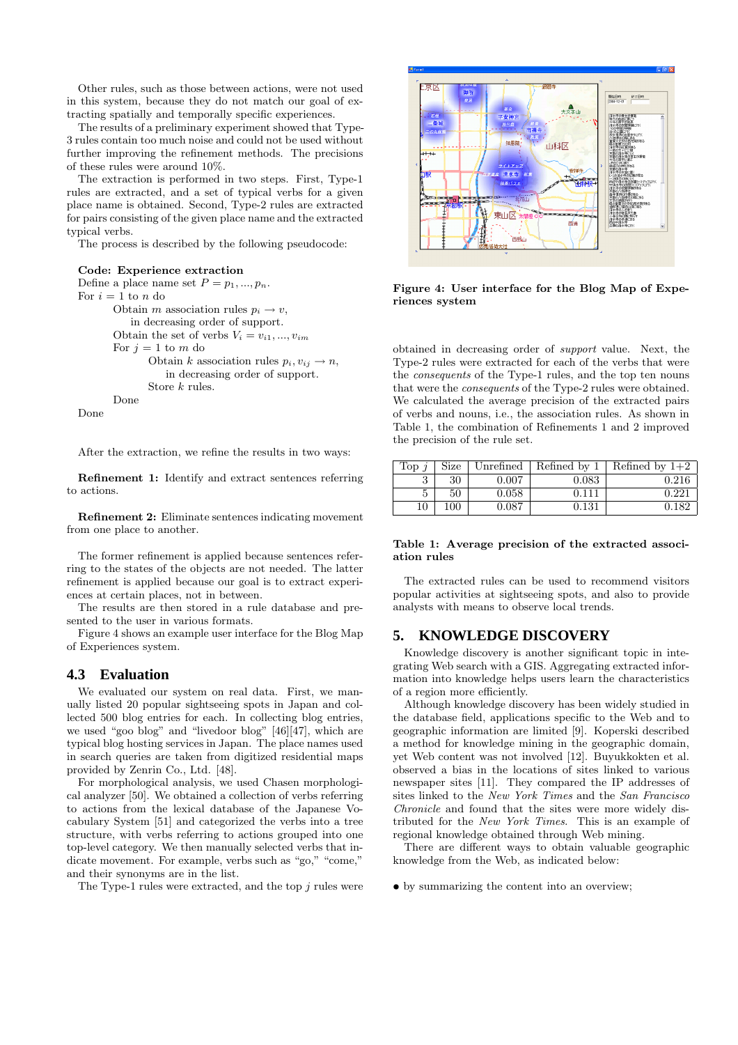Other rules, such as those between actions, were not used in this system, because they do not match our goal of extracting spatially and temporally specific experiences.

The results of a preliminary experiment showed that Type-3 rules contain too much noise and could not be used without further improving the refinement methods. The precisions of these rules were around 10%.

The extraction is performed in two steps. First, Type-1 rules are extracted, and a set of typical verbs for a given place name is obtained. Second, Type-2 rules are extracted for pairs consisting of the given place name and the extracted typical verbs.

The process is described by the following pseudocode:

**Code: Experience extraction**

Define a place name set $P = p_1, ..., p_n$.
For $i = 1$ to $n$ do
  Obtain $m$ association rules $p_i \rightarrow v$,
    in decreasing order of support.
  Obtain the set of verbs $V_i = v_{i1}, ..., v_{im}$
  For $j = 1$ to $m$ do
    Obtain $k$ association rules $p_i, v_{ij} \rightarrow n$,
      in decreasing order of support.
    Store $k$ rules.
  Done
Done

After the extraction, we refine the results in two ways:

**Refinement 1:** Identify and extract sentences referring to actions.

**Refinement 2:** Eliminate sentences indicating movement from one place to another.

The former refinement is applied because sentences referring to the states of the objects are not needed. The latter refinement is applied because our goal is to extract experiences at certain places, not in between.

The results are then stored in a rule database and presented to the user in various formats.

Figure 4 shows an example user interface for the Blog Map of Experiences system.

### 4.3 Evaluation

We evaluated our system on real data. First, we manually listed 20 popular sightseeing spots in Japan and collected 500 blog entries for each. In collecting blog entries, we used "goo blog" and "livedoor blog" [46][47], which are typical blog hosting services in Japan. The place names used in search queries are taken from digitized residential maps provided by Zenrin Co., Ltd. [48].

For morphological analysis, we used Chasen morphological analyzer [50]. We obtained a collection of verbs referring to actions from the lexical database of the Japanese Vocabulary System [51] and categorized the verbs into a tree structure, with verbs referring to actions grouped into one top-level category. We then manually selected verbs that indicate movement. For example, verbs such as "go," "come," and their synonyms are in the list.

The Type-1 rules were extracted, and the top $j$ rules were obtained in decreasing order of *support* value. Next, the Type-2 rules were extracted for each of the verbs that were the *consequents* of the Type-1 rules, and the top ten nouns that were the *consequents* of the Type-2 rules were obtained. We calculated the average precision of the extracted pairs of verbs and nouns, i.e., the association rules. As shown in Table 1, the combination of Refinements 1 and 2 improved the precision of the rule set.

**Figure 4: User interface for the Blog Map of Experiences system**

| Top $j$ | Size | Unrefined | Refined by 1 | Refined by 1+2 |
|---|---|---|---|---|
| 3 | 30 | 0.007 | 0.083 | 0.216 |
| 5 | 50 | 0.058 | 0.111 | 0.221 |
| 10 | 100 | 0.087 | 0.131 | 0.182 |

**Table 1: Average precision of the extracted association rules**

The extracted rules can be used to recommend visitors popular activities at sightseeing spots, and also to provide analysts with means to observe local trends.

## 5. KNOWLEDGE DISCOVERY

Knowledge discovery is another significant topic in integrating Web search with a GIS. Aggregating scattered information into knowledge helps users learn the characteristics of a region more efficiently.

Although knowledge discovery has been widely studied in the database field, applications specific to the Web and to geographic information are limited [9]. Koperski described a method for knowledge mining in the geographic domain, yet Web content was not involved [12]. Buyukkokten et al. observed a bias in the locations of sites linked to various newspaper sites [11]. They compared the IP addresses of sites linked to the *New York Times* and the *San Francisco Chronicle* and found that the sites were more widely distributed for the *New York Times*. This is an example of regional knowledge obtained through Web mining.

There are different ways to obtain valuable geographic knowledge from the Web, as indicated below:

- by summarizing the content into an overview;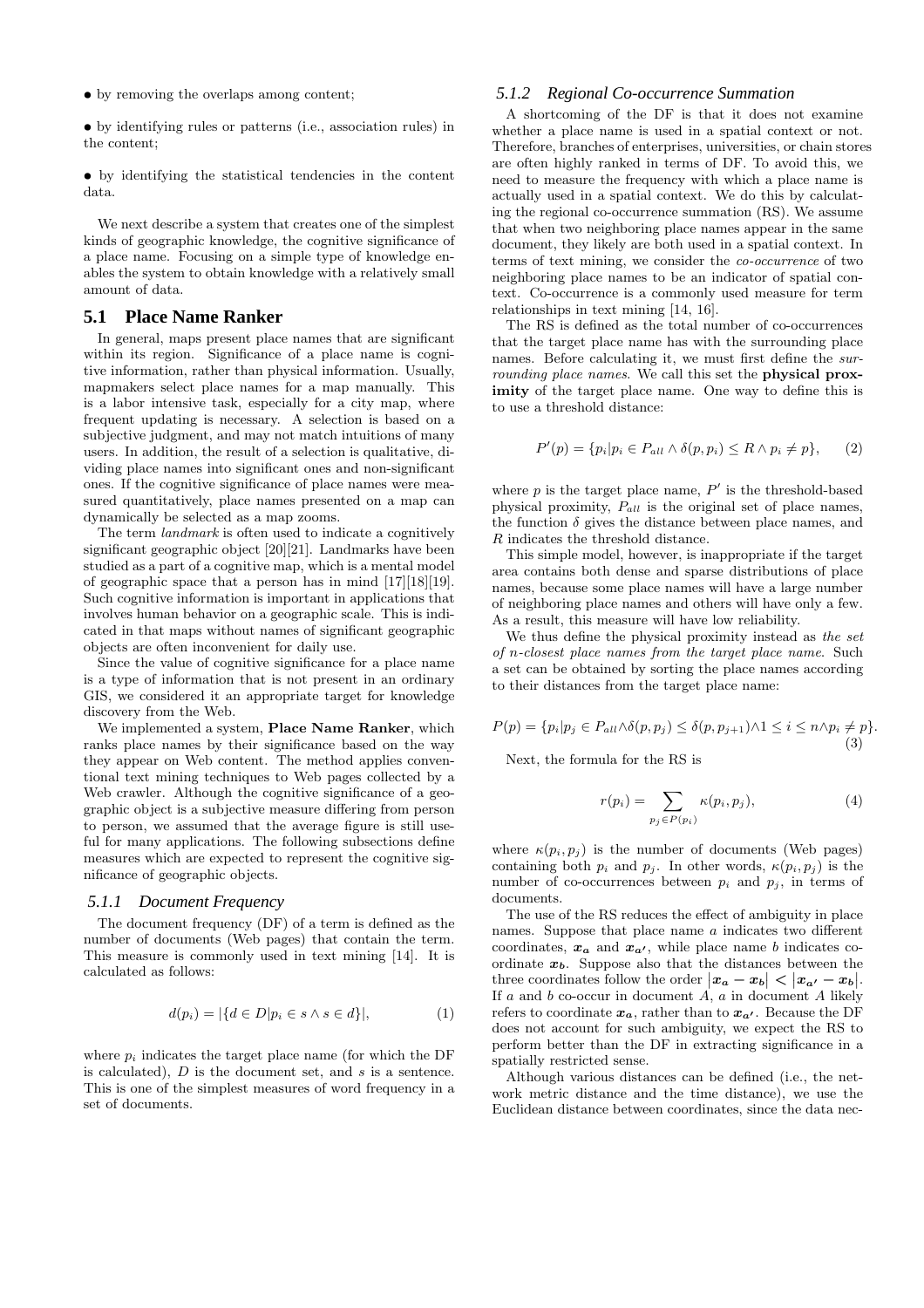• by removing the overlaps among content;

• by identifying rules or patterns (i.e., association rules) in the content;

• by identifying the statistical tendencies in the content data.

We next describe a system that creates one of the simplest kinds of geographic knowledge, the cognitive significance of a place name. Focusing on a simple type of knowledge enables the system to obtain knowledge with a relatively small amount of data.

## 5.1 Place Name Ranker

In general, maps present place names that are significant within its region. Significance of a place name is cognitive information, rather than physical information. Usually, mapmakers select place names for a map manually. This is a labor intensive task, especially for a city map, where frequent updating is necessary. A selection is based on a subjective judgment, and may not match intuitions of many users. In addition, the result of a selection is qualitative, dividing place names into significant ones and non-significant ones. If the cognitive significance of place names were measured quantitatively, place names presented on a map can dynamically be selected as a map zooms.

The term *landmark* is often used to indicate a cognitively significant geographic object [20][21]. Landmarks have been studied as a part of a cognitive map, which is a mental model of geographic space that a person has in mind [17][18][19]. Such cognitive information is important in applications that involves human behavior on a geographic scale. This is indicated in that maps without names of significant geographic objects are often inconvenient for daily use.

Since the value of cognitive significance for a place name is a type of information that is not present in an ordinary GIS, we considered it an appropriate target for knowledge discovery from the Web.

We implemented a system, **Place Name Ranker**, which ranks place names by their significance based on the way they appear on Web content. The method applies conventional text mining techniques to Web pages collected by a Web crawler. Although the cognitive significance of a geographic object is a subjective measure differing from person to person, we assumed that the average figure is still useful for many applications. The following subsections define measures which are expected to represent the cognitive significance of geographic objects.

### 5.1.1 Document Frequency

The document frequency (DF) of a term is defined as the number of documents (Web pages) that contain the term. This measure is commonly used in text mining [14]. It is calculated as follows:

$$d(p_i) = |\{d \in D | p_i \in s \wedge s \in d\}|, \tag{1}$$

where $p_i$ indicates the target place name (for which the DF is calculated), $D$ is the document set, and $s$ is a sentence. This is one of the simplest measures of word frequency in a set of documents.

### 5.1.2 Regional Co-occurrence Summation

A shortcoming of the DF is that it does not examine whether a place name is used in a spatial context or not. Therefore, branches of enterprises, universities, or chain stores are often highly ranked in terms of DF. To avoid this, we need to measure the frequency with which a place name is actually used in a spatial context. We do this by calculating the regional co-occurrence summation (RS). We assume that when two neighboring place names appear in the same document, they likely are both used in a spatial context. In terms of text mining, we consider the *co-occurrence* of two neighboring place names to be an indicator of spatial context. Co-occurrence is a commonly used measure for term relationships in text mining [14, 16].

The RS is defined as the total number of co-occurrences that the target place name has with the surrounding place names. Before calculating it, we must first define the *surrounding place names*. We call this set the **physical proximity** of the target place name. One way to define this is to use a threshold distance:

$$P'(p) = \{p_i | p_i \in P_{all} \wedge \delta(p, p_i) \leq R \wedge p_i \neq p\}, \tag{2}$$

where $p$ is the target place name, $P'$ is the threshold-based physical proximity, $P_{all}$ is the original set of place names, the function $\delta$ gives the distance between place names, and $R$ indicates the threshold distance.

This simple model, however, is inappropriate if the target area contains both dense and sparse distributions of place names, because some place names will have a large number of neighboring place names and others will have only a few. As a result, this measure will have low reliability.

We thus define the physical proximity instead as *the set of n-closest place names from the target place name*. Such a set can be obtained by sorting the place names according to their distances from the target place name:

$$P(p) = \{p_i | p_j \in P_{all} \wedge \delta(p, p_j) \leq \delta(p, p_{j+1}) \wedge 1 \leq i \leq n \wedge p_i \neq p\}. \tag{3}$$

Next, the formula for the RS is

$$r(p_i) = \sum_{p_j \in P(p_i)} \kappa(p_i, p_j), \tag{4}$$

where $\kappa(p_i, p_j)$ is the number of documents (Web pages) containing both $p_i$ and $p_j$. In other words, $\kappa(p_i, p_j)$ is the number of co-occurrences between $p_i$ and $p_j$, in terms of documents.

The use of the RS reduces the effect of ambiguity in place names. Suppose that place name $a$ indicates two different coordinates, $\boldsymbol{x_a}$ and $\boldsymbol{x_{a'}}$, while place name $b$ indicates coordinate $\boldsymbol{x_b}$. Suppose also that the distances between the three coordinates follow the order $|\boldsymbol{x_a} - \boldsymbol{x_b}| < |\boldsymbol{x_{a'}} - \boldsymbol{x_b}|$. If $a$ and $b$ co-occur in document $A$, $a$ in document $A$ likely refers to coordinate $\boldsymbol{x_a}$, rather than to $\boldsymbol{x_{a'}}$. Because the DF does not account for such ambiguity, we expect the RS to perform better than the DF in extracting significance in a spatially restricted sense.

Although various distances can be defined (i.e., the network metric distance and the time distance), we use the Euclidean distance between coordinates, since the data nec-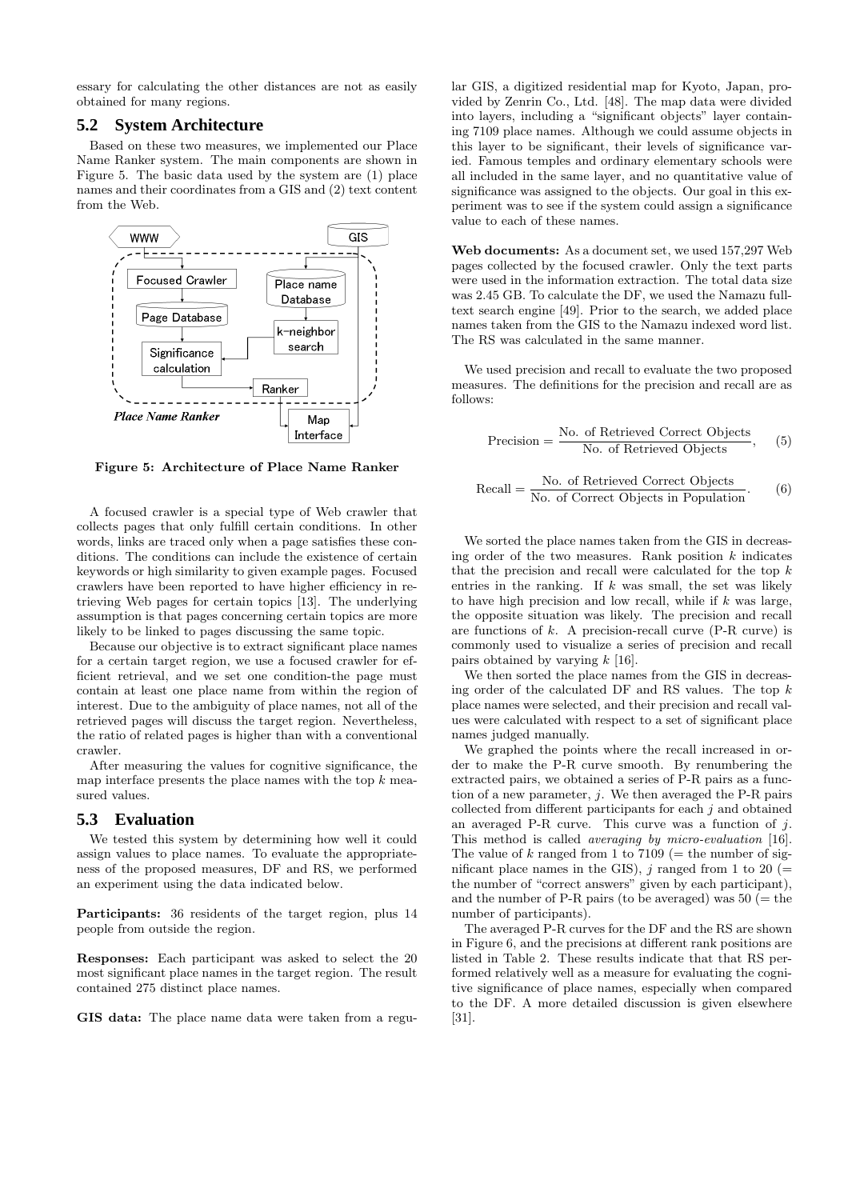essary for calculating the other distances are not as easily obtained for many regions.

## 5.2 System Architecture

Based on these two measures, we implemented our Place Name Ranker system. The main components are shown in Figure 5. The basic data used by the system are (1) place names and their coordinates from a GIS and (2) text content from the Web.

**Figure 5: Architecture of Place Name Ranker**

A focused crawler is a special type of Web crawler that collects pages that only fulfill certain conditions. In other words, links are traced only when a page satisfies these conditions. The conditions can include the existence of certain keywords or high similarity to given example pages. Focused crawlers have been reported to have higher efficiency in retrieving Web pages for certain topics [13]. The underlying assumption is that pages concerning certain topics are more likely to be linked to pages discussing the same topic.

Because our objective is to extract significant place names for a certain target region, we use a focused crawler for efficient retrieval, and we set one condition-the page must contain at least one place name from within the region of interest. Due to the ambiguity of place names, not all of the retrieved pages will discuss the target region. Nevertheless, the ratio of related pages is higher than with a conventional crawler.

After measuring the values for cognitive significance, the map interface presents the place names with the top $k$ measured values.

## 5.3 Evaluation

We tested this system by determining how well it could assign values to place names. To evaluate the appropriateness of the proposed measures, DF and RS, we performed an experiment using the data indicated below.

**Participants:** 36 residents of the target region, plus 14 people from outside the region.

**Responses:** Each participant was asked to select the 20 most significant place names in the target region. The result contained 275 distinct place names.

**GIS data:** The place name data were taken from a regular GIS, a digitized residential map for Kyoto, Japan, provided by Zenrin Co., Ltd. [48]. The map data were divided into layers, including a "significant objects" layer containing 7109 place names. Although we could assume objects in this layer to be significant, their levels of significance varied. Famous temples and ordinary elementary schools were all included in the same layer, and no quantitative value of significance was assigned to the objects. Our goal in this experiment was to see if the system could assign a significance value to each of these names.

**Web documents:** As a document set, we used 157,297 Web pages collected by the focused crawler. Only the text parts were used in the information extraction. The total data size was 2.45 GB. To calculate the DF, we used the Namazu full-text search engine [49]. Prior to the search, we added place names taken from the GIS to the Namazu indexed word list. The RS was calculated in the same manner.

We used precision and recall to evaluate the two proposed measures. The definitions for the precision and recall are as follows:

$$\text{Precision} = \frac{\text{No. of Retrieved Correct Objects}}{\text{No. of Retrieved Objects}}, \quad (5)$$

$$\text{Recall} = \frac{\text{No. of Retrieved Correct Objects}}{\text{No. of Correct Objects in Population}}. \quad (6)$$

We sorted the place names taken from the GIS in decreasing order of the two measures. Rank position $k$ indicates that the precision and recall were calculated for the top $k$ entries in the ranking. If $k$ was small, the set was likely to have high precision and low recall, while if $k$ was large, the opposite situation was likely. The precision and recall are functions of $k$. A precision-recall curve (P-R curve) is commonly used to visualize a series of precision and recall pairs obtained by varying $k$ [16].

We then sorted the place names from the GIS in decreasing order of the calculated DF and RS values. The top $k$ place names were selected, and their precision and recall values were calculated with respect to a set of significant place names judged manually.

We graphed the points where the recall increased in order to make the P-R curve smooth. By renumbering the extracted pairs, we obtained a series of P-R pairs as a function of a new parameter, $j$. We then averaged the P-R pairs collected from different participants for each $j$ and obtained an averaged P-R curve. This curve was a function of $j$. This method is called *averaging by micro-evaluation* [16]. The value of $k$ ranged from 1 to 7109 (= the number of significant place names in the GIS), $j$ ranged from 1 to 20 (= the number of "correct answers" given by each participant), and the number of P-R pairs (to be averaged) was 50 (= the number of participants).

The averaged P-R curves for the DF and the RS are shown in Figure 6, and the precisions at different rank positions are listed in Table 2. These results indicate that that RS performed relatively well as a measure for evaluating the cognitive significance of place names, especially when compared to the DF. A more detailed discussion is given elsewhere [31].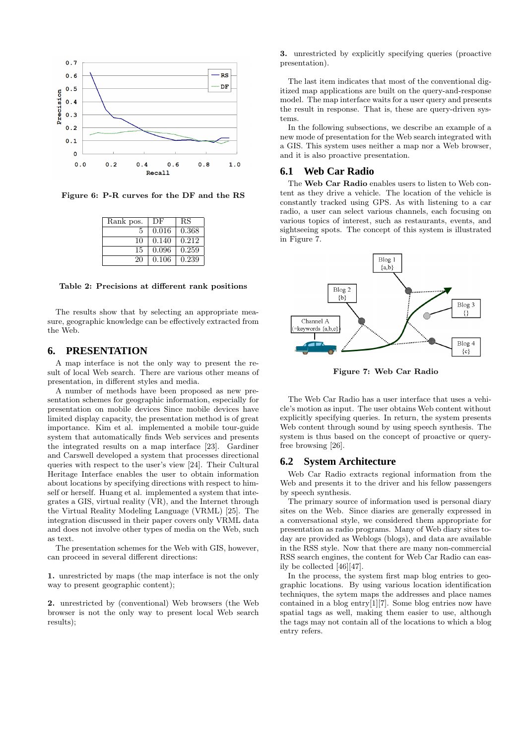Figure 6: P-R curves for the DF and the RS

| Rank pos. | DF | RS |
|---|---|---|
| 5 | 0.016 | 0.368 |
| 10 | 0.140 | 0.212 |
| 15 | 0.096 | 0.259 |
| 20 | 0.106 | 0.239 |

Table 2: Precisions at different rank positions

The results show that by selecting an appropriate measure, geographic knowledge can be effectively extracted from the Web.

## 6. PRESENTATION

A map interface is not the only way to present the result of local Web search. There are various other means of presentation, in different styles and media.

A number of methods have been proposed as new presentation schemes for geographic information, especially for presentation on mobile devices Since mobile devices have limited display capacity, the presentation method is of great importance. Kim et al. implemented a mobile tour-guide system that automatically finds Web services and presents the integrated results on a map interface [23]. Gardiner and Carswell developed a system that processes directional queries with respect to the user's view [24]. Their Cultural Heritage Interface enables the user to obtain information about locations by specifying directions with respect to himself or herself. Huang et al. implemented a system that integrates a GIS, virtual reality (VR), and the Internet through the Virtual Reality Modeling Language (VRML) [25]. The integration discussed in their paper covers only VRML data and does not involve other types of media on the Web, such as text.

The presentation schemes for the Web with GIS, however, can proceed in several different directions:

**1.** unrestricted by maps (the map interface is not the only way to present geographic content);

**2.** unrestricted by (conventional) Web browsers (the Web browser is not the only way to present local Web search results);

**3.** unrestricted by explicitly specifying queries (proactive presentation).

The last item indicates that most of the conventional digitized map applications are built on the query-and-response model. The map interface waits for a user query and presents the result in response. That is, these are query-driven systems.

In the following subsections, we describe an example of a new mode of presentation for the Web search integrated with a GIS. This system uses neither a map nor a Web browser, and it is also proactive presentation.

### 6.1 Web Car Radio

The **Web Car Radio** enables users to listen to Web content as they drive a vehicle. The location of the vehicle is constantly tracked using GPS. As with listening to a car radio, a user can select various channels, each focusing on various topics of interest, such as restaurants, events, and sightseeing spots. The concept of this system is illustrated in Figure 7.

Figure 7: Web Car Radio

The Web Car Radio has a user interface that uses a vehicle's motion as input. The user obtains Web content without explicitly specifying queries. In return, the system presents Web content through sound by using speech synthesis. The system is thus based on the concept of proactive or query-free browsing [26].

### 6.2 System Architecture

Web Car Radio extracts regional information from the Web and presents it to the driver and his fellow passengers by speech synthesis.

The primary source of information used is personal diary sites on the Web. Since diaries are generally expressed in a conversational style, we considered them appropriate for presentation as radio programs. Many of Web diary sites today are provided as Weblogs (blogs), and data are available in the RSS style. Now that there are many non-commercial RSS search engines, the content for Web Car Radio can easily be collected [46][47].

In the process, the system first map blog entries to geographic locations. By using various location identification techniques, the sytem maps the addresses and place names contained in a blog entry[1][7]. Some blog entries now have spatial tags as well, making them easier to use, although the tags may not contain all of the locations to which a blog entry refers.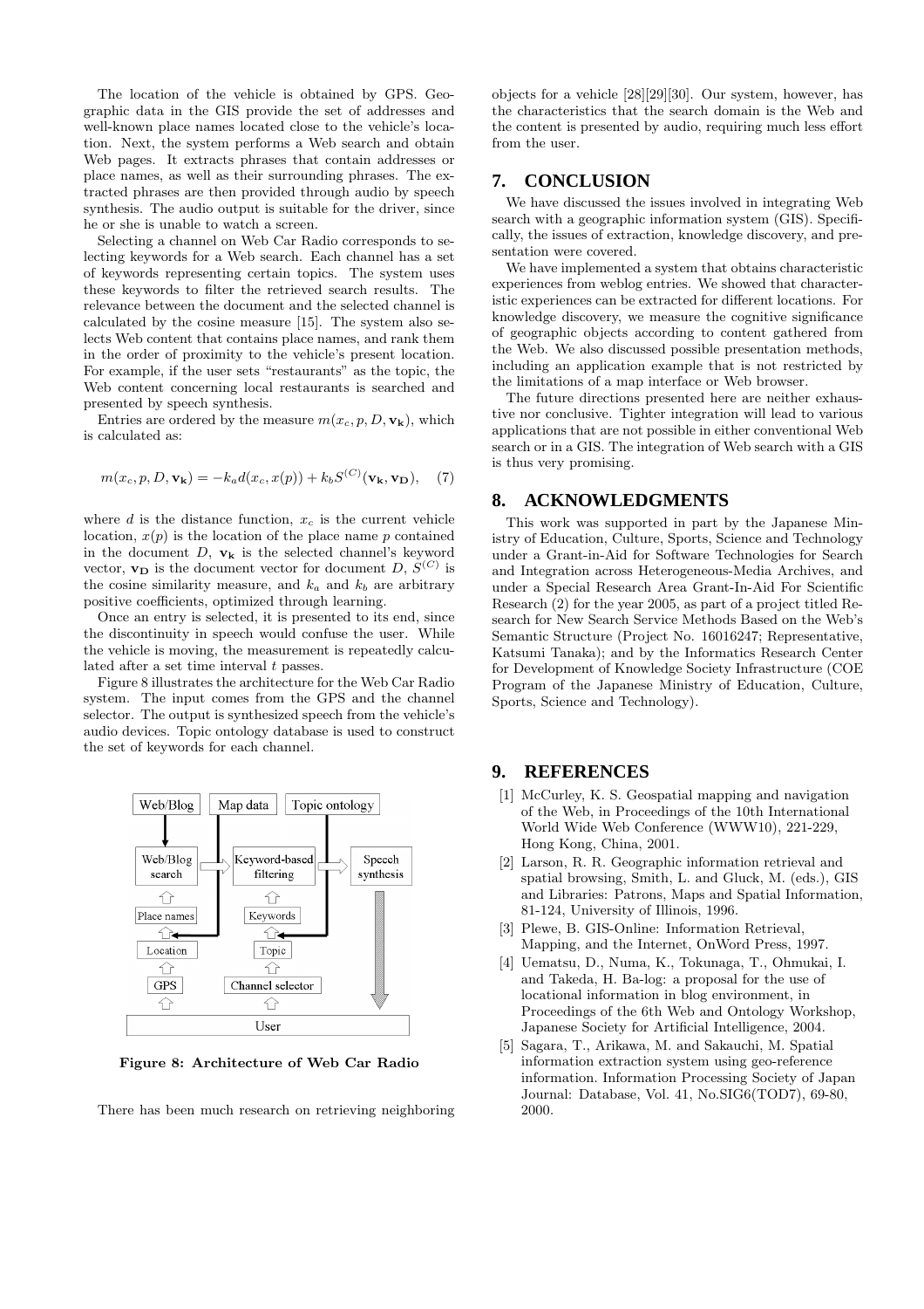The location of the vehicle is obtained by GPS. Geographic data in the GIS provide the set of addresses and well-known place names located close to the vehicle's location. Next, the system performs a Web search and obtain Web pages. It extracts phrases that contain addresses or place names, as well as their surrounding phrases. The extracted phrases are then provided through audio by speech synthesis. The audio output is suitable for the driver, since he or she is unable to watch a screen.

Selecting a channel on Web Car Radio corresponds to selecting keywords for a Web search. Each channel has a set of keywords representing certain topics. The system uses these keywords to filter the retrieved search results. The relevance between the document and the selected channel is calculated by the cosine measure [15]. The system also selects Web content that contains place names, and rank them in the order of proximity to the vehicle's present location. For example, if the user sets "restaurants" as the topic, the Web content concerning local restaurants is searched and presented by speech synthesis.

Entries are ordered by the measure $m(x_c, p, D, \mathbf{v_k})$, which is calculated as:

$$m(x_c, p, D, \mathbf{v_k}) = -k_a d(x_c, x(p)) + k_b S^{(C)}(\mathbf{v_k}, \mathbf{v_D}), \quad (7)$$

where $d$ is the distance function, $x_c$ is the current vehicle location, $x(p)$ is the location of the place name $p$ contained in the document $D$, $\mathbf{v_k}$ is the selected channel's keyword vector, $\mathbf{v_D}$ is the document vector for document $D$, $S^{(C)}$ is the cosine similarity measure, and $k_a$ and $k_b$ are arbitrary positive coefficients, optimized through learning.

Once an entry is selected, it is presented to its end, since the discontinuity in speech would confuse the user. While the vehicle is moving, the measurement is repeatedly calculated after a set time interval $t$ passes.

Figure 8 illustrates the architecture for the Web Car Radio system. The input comes from the GPS and the channel selector. The output is synthesized speech from the vehicle's audio devices. Topic ontology database is used to construct the set of keywords for each channel.

**Figure 8: Architecture of Web Car Radio**

There has been much research on retrieving neighboring objects for a vehicle [28][29][30]. Our system, however, has the characteristics that the search domain is the Web and the content is presented by audio, requiring much less effort from the user.

## 7. CONCLUSION

We have discussed the issues involved in integrating Web search with a geographic information system (GIS). Specifically, the issues of extraction, knowledge discovery, and presentation were covered.

We have implemented a system that obtains characteristic experiences from weblog entries. We showed that characteristic experiences can be extracted for different locations. For knowledge discovery, we measure the cognitive significance of geographic objects according to content gathered from the Web. We also discussed possible presentation methods, including an application example that is not restricted by the limitations of a map interface or Web browser.

The future directions presented here are neither exhaustive nor conclusive. Tighter integration will lead to various applications that are not possible in either conventional Web search or in a GIS. The integration of Web search with a GIS is thus very promising.

## 8. ACKNOWLEDGMENTS

This work was supported in part by the Japanese Ministry of Education, Culture, Sports, Science and Technology under a Grant-in-Aid for Software Technologies for Search and Integration across Heterogeneous-Media Archives, and under a Special Research Area Grant-In-Aid For Scientific Research (2) for the year 2005, as part of a project titled Research for New Search Service Methods Based on the Web's Semantic Structure (Project No. 16016247; Representative, Katsumi Tanaka); and by the Informatics Research Center for Development of Knowledge Society Infrastructure (COE Program of the Japanese Ministry of Education, Culture, Sports, Science and Technology).

## 9. REFERENCES

[1] McCurley, K. S. Geospatial mapping and navigation of the Web, in Proceedings of the 10th International World Wide Web Conference (WWW10), 221-229, Hong Kong, China, 2001.

[2] Larson, R. R. Geographic information retrieval and spatial browsing, Smith, L. and Gluck, M. (eds.), GIS and Libraries: Patrons, Maps and Spatial Information, 81-124, University of Illinois, 1996.

[3] Plewe, B. GIS-Online: Information Retrieval, Mapping, and the Internet, OnWord Press, 1997.

[4] Uematsu, D., Numa, K., Tokunaga, T., Ohmukai, I. and Takeda, H. Ba-log: a proposal for the use of locational information in blog environment, in Proceedings of the 6th Web and Ontology Workshop, Japanese Society for Artificial Intelligence, 2004.

[5] Sagara, T., Arikawa, M. and Sakauchi, M. Spatial information extraction system using geo-reference information. Information Processing Society of Japan Journal: Database, Vol. 41, No.SIG6(TOD7), 69-80, 2000.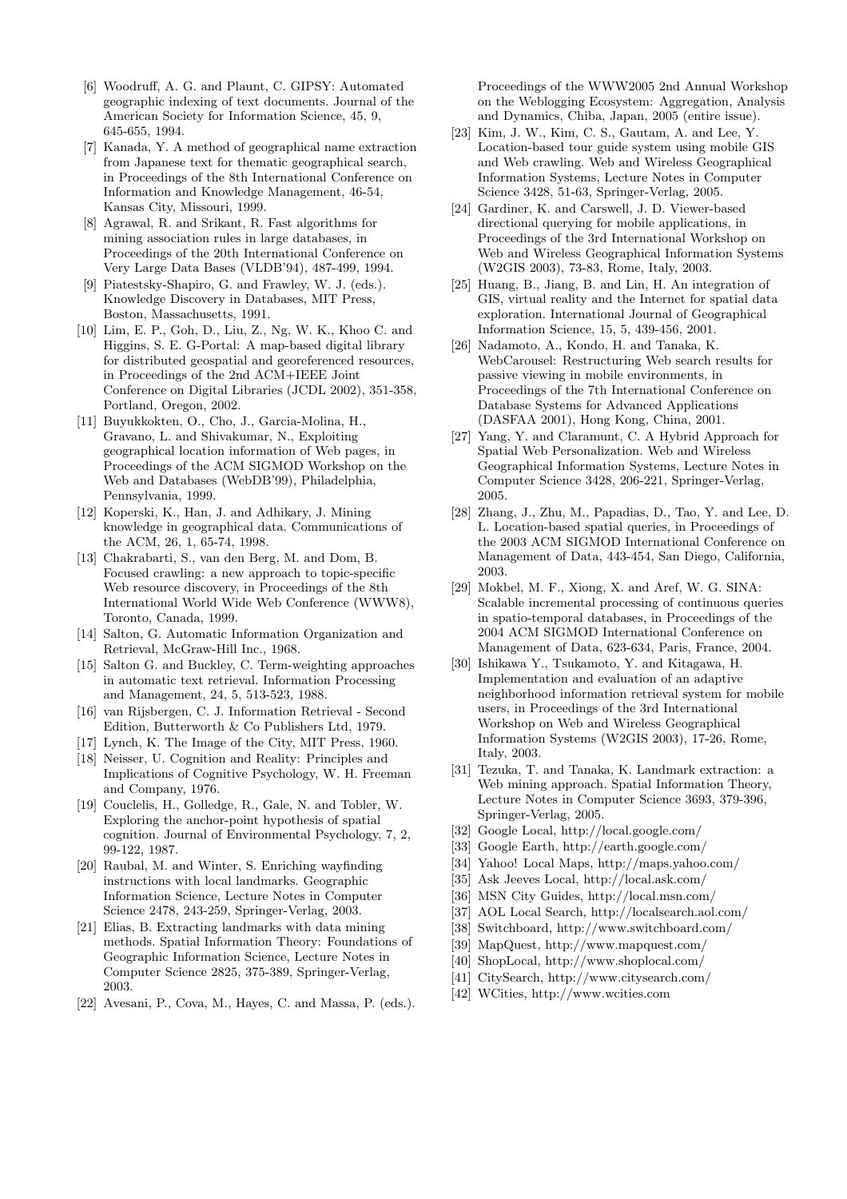[6] Woodruff, A. G. and Plaunt, C. GIPSY: Automated geographic indexing of text documents. Journal of the American Society for Information Science, 45, 9, 645-655, 1994.

[7] Kanada, Y. A method of geographical name extraction from Japanese text for thematic geographical search, in Proceedings of the 8th International Conference on Information and Knowledge Management, 46-54, Kansas City, Missouri, 1999.

[8] Agrawal, R. and Srikant, R. Fast algorithms for mining association rules in large databases, in Proceedings of the 20th International Conference on Very Large Data Bases (VLDB'94), 487-499, 1994.

[9] Piatestsky-Shapiro, G. and Frawley, W. J. (eds.). Knowledge Discovery in Databases, MIT Press, Boston, Massachusetts, 1991.

[10] Lim, E. P., Goh, D., Liu, Z., Ng, W. K., Khoo C. and Higgins, S. E. G-Portal: A map-based digital library for distributed geospatial and georeferenced resources, in Proceedings of the 2nd ACM+IEEE Joint Conference on Digital Libraries (JCDL 2002), 351-358, Portland, Oregon, 2002.

[11] Buyukkokten, O., Cho, J., Garcia-Molina, H., Gravano, L. and Shivakumar, N., Exploiting geographical location information of Web pages, in Proceedings of the ACM SIGMOD Workshop on the Web and Databases (WebDB'99), Philadelphia, Pennsylvania, 1999.

[12] Koperski, K., Han, J. and Adhikary, J. Mining knowledge in geographical data. Communications of the ACM, 26, 1, 65-74, 1998.

[13] Chakrabarti, S., van den Berg, M. and Dom, B. Focused crawling: a new approach to topic-specific Web resource discovery, in Proceedings of the 8th International World Wide Web Conference (WWW8), Toronto, Canada, 1999.

[14] Salton, G. Automatic Information Organization and Retrieval, McGraw-Hill Inc., 1968.

[15] Salton G. and Buckley, C. Term-weighting approaches in automatic text retrieval. Information Processing and Management, 24, 5, 513-523, 1988.

[16] van Rijsbergen, C. J. Information Retrieval - Second Edition, Butterworth & Co Publishers Ltd, 1979.

[17] Lynch, K. The Image of the City, MIT Press, 1960.

[18] Neisser, U. Cognition and Reality: Principles and Implications of Cognitive Psychology, W. H. Freeman and Company, 1976.

[19] Couclelis, H., Golledge, R., Gale, N. and Tobler, W. Exploring the anchor-point hypothesis of spatial cognition. Journal of Environmental Psychology, 7, 2, 99-122, 1987.

[20] Raubal, M. and Winter, S. Enriching wayfinding instructions with local landmarks. Geographic Information Science, Lecture Notes in Computer Science 2478, 243-259, Springer-Verlag, 2003.

[21] Elias, B. Extracting landmarks with data mining methods. Spatial Information Theory: Foundations of Geographic Information Science, Lecture Notes in Computer Science 2825, 375-389, Springer-Verlag, 2003.

[22] Avesani, P., Cova, M., Hayes, C. and Massa, P. (eds.). Proceedings of the WWW2005 2nd Annual Workshop on the Weblogging Ecosystem: Aggregation, Analysis and Dynamics, Chiba, Japan, 2005 (entire issue).

[23] Kim, J. W., Kim, C. S., Gautam, A. and Lee, Y. Location-based tour guide system using mobile GIS and Web crawling. Web and Wireless Geographical Information Systems, Lecture Notes in Computer Science 3428, 51-63, Springer-Verlag, 2005.

[24] Gardiner, K. and Carswell, J. D. Viewer-based directional querying for mobile applications, in Proceedings of the 3rd International Workshop on Web and Wireless Geographical Information Systems (W2GIS 2003), 73-83, Rome, Italy, 2003.

[25] Huang, B., Jiang, B. and Lin, H. An integration of GIS, virtual reality and the Internet for spatial data exploration. International Journal of Geographical Information Science, 15, 5, 439-456, 2001.

[26] Nadamoto, A., Kondo, H. and Tanaka, K. WebCarousel: Restructuring Web search results for passive viewing in mobile environments, in Proceedings of the 7th International Conference on Database Systems for Advanced Applications (DASFAA 2001), Hong Kong, China, 2001.

[27] Yang, Y. and Claramunt, C. A Hybrid Approach for Spatial Web Personalization. Web and Wireless Geographical Information Systems, Lecture Notes in Computer Science 3428, 206-221, Springer-Verlag, 2005.

[28] Zhang, J., Zhu, M., Papadias, D., Tao, Y. and Lee, D. L. Location-based spatial queries, in Proceedings of the 2003 ACM SIGMOD International Conference on Management of Data, 443-454, San Diego, California, 2003.

[29] Mokbel, M. F., Xiong, X. and Aref, W. G. SINA: Scalable incremental processing of continuous queries in spatio-temporal databases, in Proceedings of the 2004 ACM SIGMOD International Conference on Management of Data, 623-634, Paris, France, 2004.

[30] Ishikawa Y., Tsukamoto, Y. and Kitagawa, H. Implementation and evaluation of an adaptive neighborhood information retrieval system for mobile users, in Proceedings of the 3rd International Workshop on Web and Wireless Geographical Information Systems (W2GIS 2003), 17-26, Rome, Italy, 2003.

[31] Tezuka, T. and Tanaka, K. Landmark extraction: a Web mining approach. Spatial Information Theory, Lecture Notes in Computer Science 3693, 379-396, Springer-Verlag, 2005.

[32] Google Local, http://local.google.com/

[33] Google Earth, http://earth.google.com/

[34] Yahoo! Local Maps, http://maps.yahoo.com/

[35] Ask Jeeves Local, http://local.ask.com/

[36] MSN City Guides, http://local.msn.com/

[37] AOL Local Search, http://localsearch.aol.com/

[38] Switchboard, http://www.switchboard.com/

[39] MapQuest, http://www.mapquest.com/

[40] ShopLocal, http://www.shoplocal.com/

[41] CitySearch, http://www.citysearch.com/

[42] WCities, http://www.wcities.com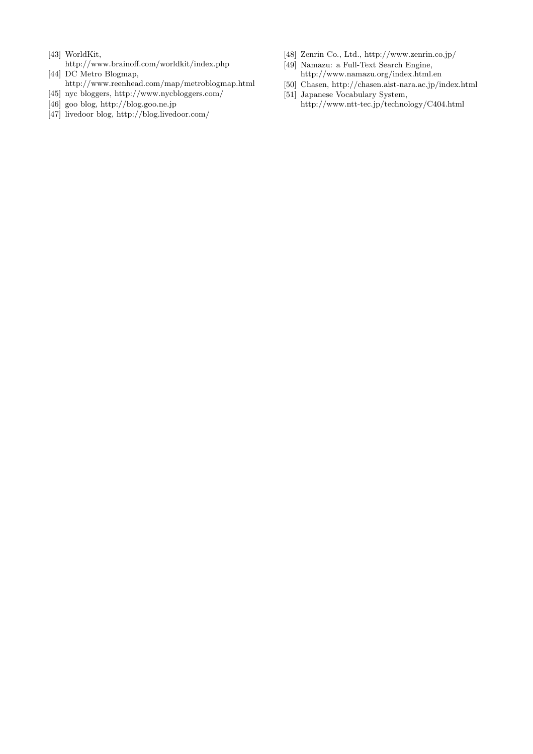[43] WorldKit, http://www.brainoff.com/worldkit/index.php
[44] DC Metro Blogmap, http://www.reenhead.com/map/metroblogmap.html
[45] nyc bloggers, http://www.nycbloggers.com/
[46] goo blog, http://blog.goo.ne.jp
[47] livedoor blog, http://blog.livedoor.com/
[48] Zenrin Co., Ltd., http://www.zenrin.co.jp/
[49] Namazu: a Full-Text Search Engine, http://www.namazu.org/index.html.en
[50] Chasen, http://chasen.aist-nara.ac.jp/index.html
[51] Japanese Vocabulary System, http://www.ntt-tec.jp/technology/C404.html